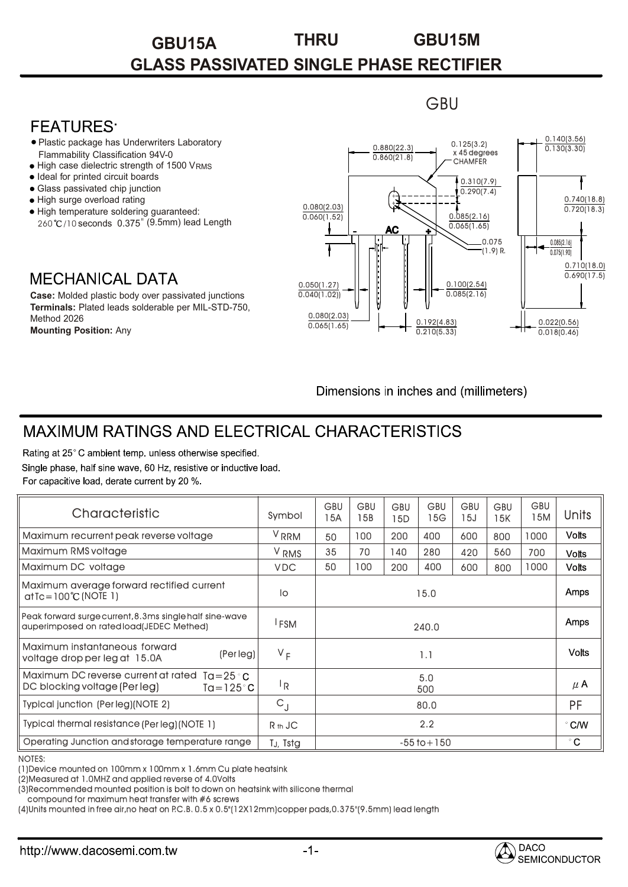# GBU15A THRU GBU15M

## GLASS PASSIVATED SINGLE PHASE RECTIFIER

GBU

## FEATURES:

- Plastic package has Underwriters Laboratory Flammability Classification 94V-0
- High case dielectric strength of 1500 $V_{RMS}$
- Ideal for printed circuit boards
- Glass passivated chip junction
- High surge overload rating
- High temperature soldering guaranteed: 260℃/10 seconds 0.375" (9.5mm) lead Length

## MECHANICAL DATA

**Case:** Molded plastic body over passivated junctions
**Terminals:** Plated leads solderable per MIL-STD-750, Method 2026
**Mounting Position:** Any

Dimensions in inches and (millimeters)

## MAXIMUM RATINGS AND ELECTRICAL CHARACTERISTICS

Rating at 25° C ambient temp. unless otherwise specified.
Single phase, half sine wave, 60 Hz, resistive or inductive load.
For capacitive load, derate current by 20 %.

| Characteristic | Symbol | GBU 15A | GBU 15B | GBU 15D | GBU 15G | GBU 15J | GBU 15K | GBU 15M | Units |
|---|---|---|---|---|---|---|---|---|---|
| Maximum recurrent peak reverse voltage | $V_{RRM}$ | 50 | 100 | 200 | 400 | 600 | 800 | 1000 | Volts |
| Maximum RMS voltage | $V_{RMS}$ | 35 | 70 | 140 | 280 | 420 | 560 | 700 | Volts |
| Maximum DC voltage | VDC | 50 | 100 | 200 | 400 | 600 | 800 | 1000 | Volts |
| Maximum average forward rectified current at Tc=100℃ (NOTE 1) | Io | 15.0 | | | | | | | Amps |
| Peak forward surge current, 8.3ms single half sine-wave auperimposed on rated load(JEDEC Methed) | $I_{FSM}$ | 240.0 | | | | | | | Amps |
| Maximum instantaneous forward voltage drop per leg at 15.0A (Per leg) | $V_F$ | 1.1 | | | | | | | Volts |
| Maximum DC reverse current at rated DC blocking voltage (Per leg) Ta=25°C / Ta=125°C | $I_R$ | 5.0 / 500 | | | | | | | $\mu$A |
| Typical junction (Per leg)(NOTE 2) | $C_J$ | 80.0 | | | | | | | PF |
| Typical thermal resistance (Per leg)(NOTE 1) | R th JC | 2.2 | | | | | | | °C/W |
| Operating Junction and storage temperature range | $T_J$, Tstg | -55 to +150 | | | | | | | °C |

NOTES:
(1)Device mounted on 100mm x 100mm x 1.6mm Cu plate heatsink
(2)Measured at 1.0MHZ and applied reverse of 4.0Volts
(3)Recommended mounted position is bolt to down on heatsink with silicone thermal compound for maximum heat transfer with #6 screws
(4)Units mounted in free air,no heat on P.C.B. 0.5 x 0.5"(12X12mm)copper pads,0.375"(9.5mm) lead length

http://www.dacosemi.com.tw

DACO SEMICONDUCTOR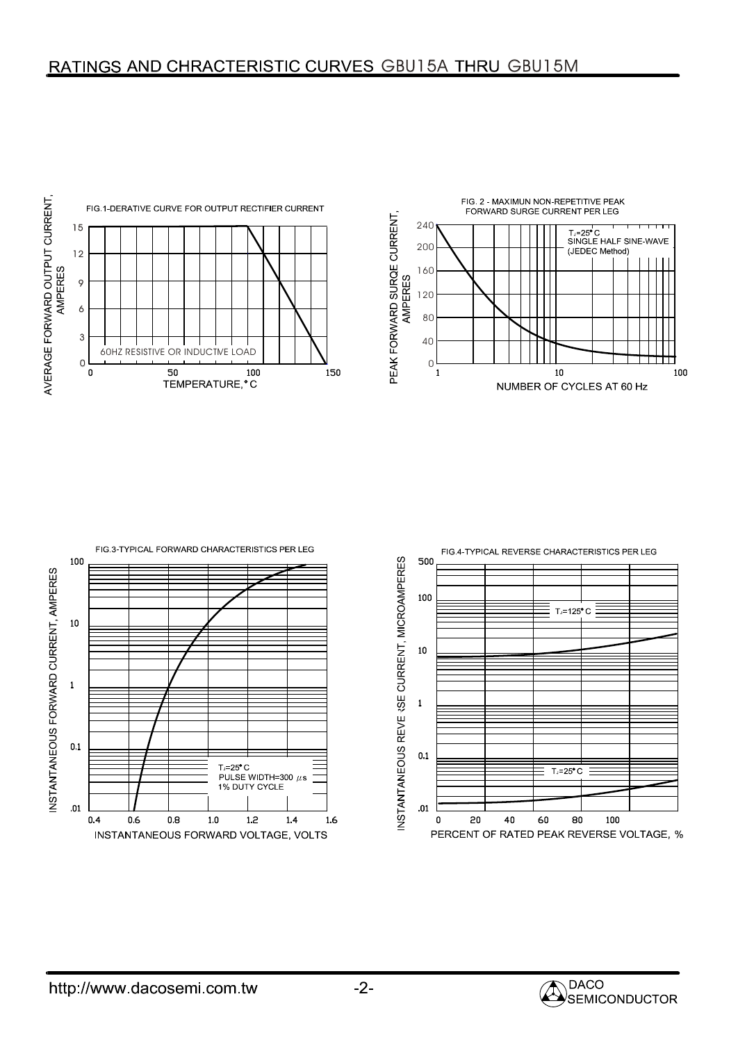# RATINGS AND CHRACTERISTIC CURVES GBU15A THRU GBU15M

FIG.1-DERATIVE CURVE FOR OUTPUT RECTIFIER CURRENT

AVERAGE FORWARD OUTPUT CURRENT, AMPERES

15
12
9
6
3
0

60HZ RESISTIVE OR INDUCTIVE LOAD

0 50 100 150

TEMPERATURE, °C

FIG. 2 - MAXIMUN NON-REPETITIVE PEAK FORWARD SURGE CURRENT PER LEG

PEAK FORWARD SURQE CURRENT, AMPERES

240
200
160
120
80
40
0

$T_J$=25°C
SINGLE HALF SINE-WAVE
(JEDEC Method)

1 10 100

NUMBER OF CYCLES AT 60 Hz

FIG.3-TYPICAL FORWARD CHARACTERISTICS PER LEG

INSTANTANEOUS FORWARD CURRENT, AMPERES

100
10
1
0.1
.01

$T_J$=25°C
PULSE WIDTH=300 μs
1% DUTY CYCLE

0.4 0.6 0.8 1.0 1.2 1.4 1.6

INSTANTANEOUS FORWARD VOLTAGE, VOLTS

FIG.4-TYPICAL REVERSE CHARACTERISTICS PER LEG

INSTANTANEOUS REVERSE CURRENT, MICROAMPERES

500
100
10
1
0.1
.01

$T_J$=125°C

$T_J$=25°C

0 20 40 60 80 100

PERCENT OF RATED PEAK REVERSE VOLTAGE, %